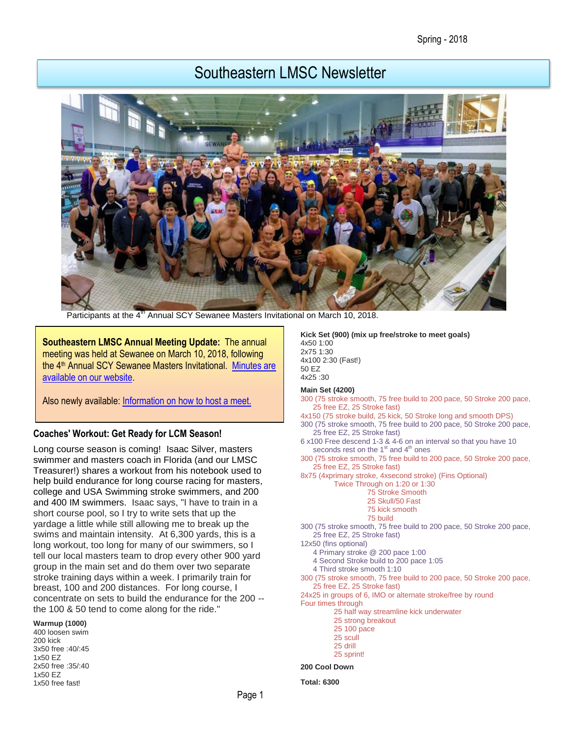Spring - 2018

# Southeastern LMSC Newsletter

Participants at the 4th Annual SCY Sewanee Masters Invitational on March 10, 2018.

**Southeastern LMSC Annual Meeting Update:** The annual meeting was held at Sewanee on March 10, 2018, following the 4th Annual SCY Sewanee Masters Invitational. Minutes are available on our website.

Also newly available: Information on how to host a meet.

## Coaches' Workout: Get Ready for LCM Season!

Long course season is coming! Isaac Silver, masters swimmer and masters coach in Florida (and our LMSC Treasurer!) shares a workout from his notebook used to help build endurance for long course racing for masters, college and USA Swimming stroke swimmers, and 200 and 400 IM swimmers. Isaac says, "I have to train in a short course pool, so I try to write sets that up the yardage a little while still allowing me to break up the swims and maintain intensity. At 6,300 yards, this is a long workout, too long for many of our swimmers, so I tell our local masters team to drop every other 900 yard group in the main set and do them over two separate stroke training days within a week. I primarily train for breast, 100 and 200 distances. For long course, I concentrate on sets to build the endurance for the 200 -- the 100 & 50 tend to come along for the ride."

**Warmup (1000)**
400 loosen swim
200 kick
3x50 free :40/:45
1x50 EZ
2x50 free :35/:40
1x50 EZ
1x50 free fast!

**Kick Set (900) (mix up free/stroke to meet goals)**
4x50 1:00
2x75 1:30
4x100 2:30 (Fast!)
50 EZ
4x25 :30

**Main Set (4200)**
300 (75 stroke smooth, 75 free build to 200 pace, 50 Stroke 200 pace, 25 free EZ, 25 Stroke fast)
4x150 (75 stroke build, 25 kick, 50 Stroke long and smooth DPS)
300 (75 stroke smooth, 75 free build to 200 pace, 50 Stroke 200 pace, 25 free EZ, 25 Stroke fast)
6 x100 Free descend 1-3 & 4-6 on an interval so that you have 10 seconds rest on the 1st and 4th ones
300 (75 stroke smooth, 75 free build to 200 pace, 50 Stroke 200 pace, 25 free EZ, 25 Stroke fast)
8x75 (4xprimary stroke, 4xsecond stroke) (Fins Optional)
Twice Through on 1:20 or 1:30
- 75 Stroke Smooth
- 25 Skull/50 Fast
- 75 kick smooth
- 75 build

300 (75 stroke smooth, 75 free build to 200 pace, 50 Stroke 200 pace, 25 free EZ, 25 Stroke fast)
12x50 (fins optional)
- 4 Primary stroke @ 200 pace 1:00
- 4 Second Stroke build to 200 pace 1:05
- 4 Third stroke smooth 1:10

300 (75 stroke smooth, 75 free build to 200 pace, 50 Stroke 200 pace, 25 free EZ, 25 Stroke fast)
24x25 in groups of 6, IMO or alternate stroke/free by round
Four times through
- 25 half way streamline kick underwater
- 25 strong breakout
- 25 100 pace
- 25 scull
- 25 drill
- 25 sprint!

**200 Cool Down**

**Total: 6300**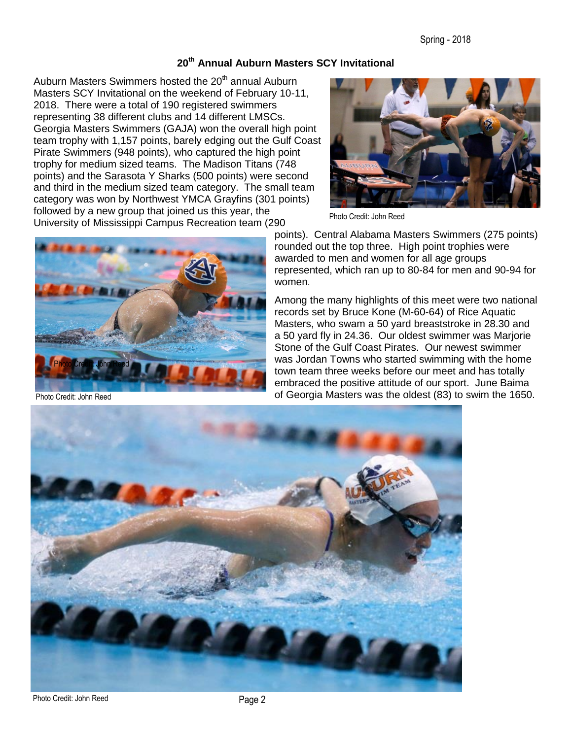## 20th Annual Auburn Masters SCY Invitational

Auburn Masters Swimmers hosted the 20th annual Auburn Masters SCY Invitational on the weekend of February 10-11, 2018. There were a total of 190 registered swimmers representing 38 different clubs and 14 different LMSCs. Georgia Masters Swimmers (GAJA) won the overall high point team trophy with 1,157 points, barely edging out the Gulf Coast Pirate Swimmers (948 points), who captured the high point trophy for medium sized teams. The Madison Titans (748 points) and the Sarasota Y Sharks (500 points) were second and third in the medium sized team category. The small team category was won by Northwest YMCA Grayfins (301 points) followed by a new group that joined us this year, the University of Mississippi Campus Recreation team (290 points). Central Alabama Masters Swimmers (275 points) rounded out the top three. High point trophies were awarded to men and women for all age groups represented, which ran up to 80-84 for men and 90-94 for women.

Photo Credit: John Reed

Among the many highlights of this meet were two national records set by Bruce Kone (M-60-64) of Rice Aquatic Masters, who swam a 50 yard breaststroke in 28.30 and a 50 yard fly in 24.36. Our oldest swimmer was Marjorie Stone of the Gulf Coast Pirates. Our newest swimmer was Jordan Towns who started swimming with the home town team three weeks before our meet and has totally embraced the positive attitude of our sport. June Baima of Georgia Masters was the oldest (83) to swim the 1650.

Photo Credit: John Reed

Photo Credit: John Reed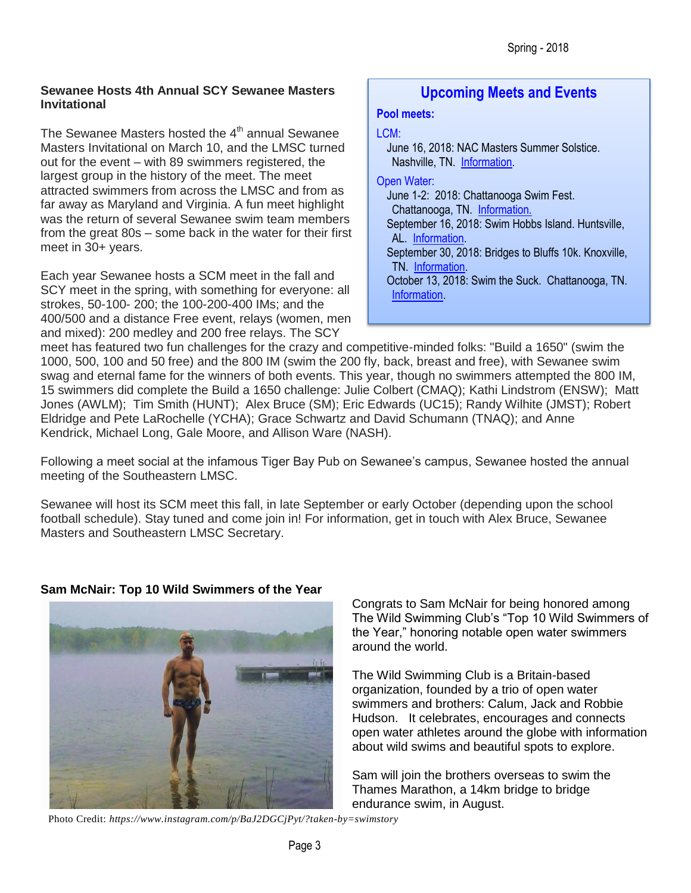## Sewanee Hosts 4th Annual SCY Sewanee Masters Invitational

The Sewanee Masters hosted the 4th annual Sewanee Masters Invitational on March 10, and the LMSC turned out for the event – with 89 swimmers registered, the largest group in the history of the meet. The meet attracted swimmers from across the LMSC and from as far away as Maryland and Virginia. A fun meet highlight was the return of several Sewanee swim team members from the great 80s – some back in the water for their first meet in 30+ years.

Each year Sewanee hosts a SCM meet in the fall and SCY meet in the spring, with something for everyone: all strokes, 50-100- 200; the 100-200-400 IMs; and the 400/500 and a distance Free event, relays (women, men and mixed): 200 medley and 200 free relays. The SCY meet has featured two fun challenges for the crazy and competitive-minded folks: "Build a 1650" (swim the 1000, 500, 100 and 50 free) and the 800 IM (swim the 200 fly, back, breast and free), with Sewanee swim swag and eternal fame for the winners of both events. This year, though no swimmers attempted the 800 IM, 15 swimmers did complete the Build a 1650 challenge: Julie Colbert (CMAQ); Kathi Lindstrom (ENSW); Matt Jones (AWLM); Tim Smith (HUNT); Alex Bruce (SM); Eric Edwards (UC15); Randy Wilhite (JMST); Robert Eldridge and Pete LaRochelle (YCHA); Grace Schwartz and David Schumann (TNAQ); and Anne Kendrick, Michael Long, Gale Moore, and Allison Ware (NASH).

Following a meet social at the infamous Tiger Bay Pub on Sewanee's campus, Sewanee hosted the annual meeting of the Southeastern LMSC.

Sewanee will host its SCM meet this fall, in late September or early October (depending upon the school football schedule). Stay tuned and come join in! For information, get in touch with Alex Bruce, Sewanee Masters and Southeastern LMSC Secretary.

## Upcoming Meets and Events

**Pool meets:**

LCM:

- June 16, 2018: NAC Masters Summer Solstice. Nashville, TN. Information.

Open Water:

- June 1-2: 2018: Chattanooga Swim Fest. Chattanooga, TN. Information.
- September 16, 2018: Swim Hobbs Island. Huntsville, AL. Information.
- September 30, 2018: Bridges to Bluffs 10k. Knoxville, TN. Information.
- October 13, 2018: Swim the Suck. Chattanooga, TN. Information.

## Sam McNair: Top 10 Wild Swimmers of the Year

Photo Credit: *https://www.instagram.com/p/BaJ2DGCjPyt/?taken-by=swimstory*

Congrats to Sam McNair for being honored among The Wild Swimming Club's "Top 10 Wild Swimmers of the Year," honoring notable open water swimmers around the world.

The Wild Swimming Club is a Britain-based organization, founded by a trio of open water swimmers and brothers: Calum, Jack and Robbie Hudson. It celebrates, encourages and connects open water athletes around the globe with information about wild swims and beautiful spots to explore.

Sam will join the brothers overseas to swim the Thames Marathon, a 14km bridge to bridge endurance swim, in August.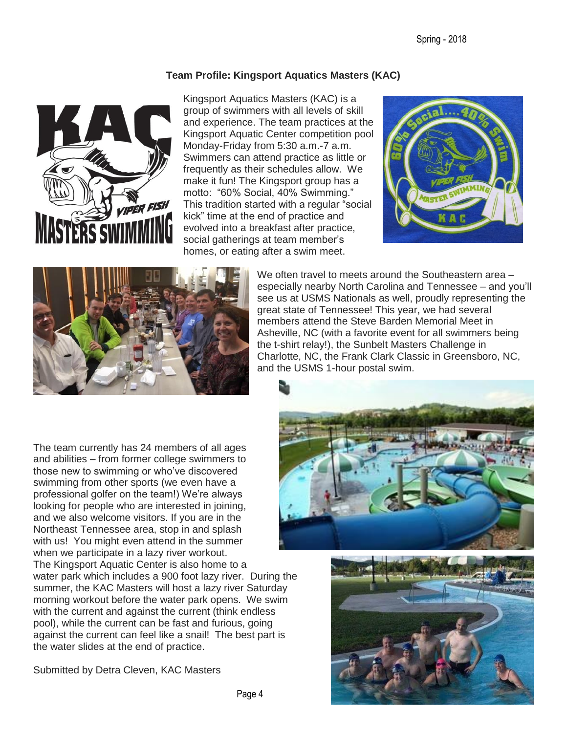## Team Profile: Kingsport Aquatics Masters (KAC)

Kingsport Aquatics Masters (KAC) is a group of swimmers with all levels of skill and experience. The team practices at the Kingsport Aquatic Center competition pool Monday-Friday from 5:30 a.m.-7 a.m. Swimmers can attend practice as little or frequently as their schedules allow. We make it fun! The Kingsport group has a motto: "60% Social, 40% Swimming." This tradition started with a regular "social kick" time at the end of practice and evolved into a breakfast after practice, social gatherings at team member's homes, or eating after a swim meet.

We often travel to meets around the Southeastern area – especially nearby North Carolina and Tennessee – and you'll see us at USMS Nationals as well, proudly representing the great state of Tennessee! This year, we had several members attend the Steve Barden Memorial Meet in Asheville, NC (with a favorite event for all swimmers being the t-shirt relay!), the Sunbelt Masters Challenge in Charlotte, NC, the Frank Clark Classic in Greensboro, NC, and the USMS 1-hour postal swim.

The team currently has 24 members of all ages and abilities – from former college swimmers to those new to swimming or who've discovered swimming from other sports (we even have a professional golfer on the team!) We're always looking for people who are interested in joining, and we also welcome visitors. If you are in the Northeast Tennessee area, stop in and splash with us! You might even attend in the summer when we participate in a lazy river workout. The Kingsport Aquatic Center is also home to a water park which includes a 900 foot lazy river. During the summer, the KAC Masters will host a lazy river Saturday morning workout before the water park opens. We swim with the current and against the current (think endless pool), while the current can be fast and furious, going against the current can feel like a snail! The best part is the water slides at the end of practice.

Submitted by Detra Cleven, KAC Masters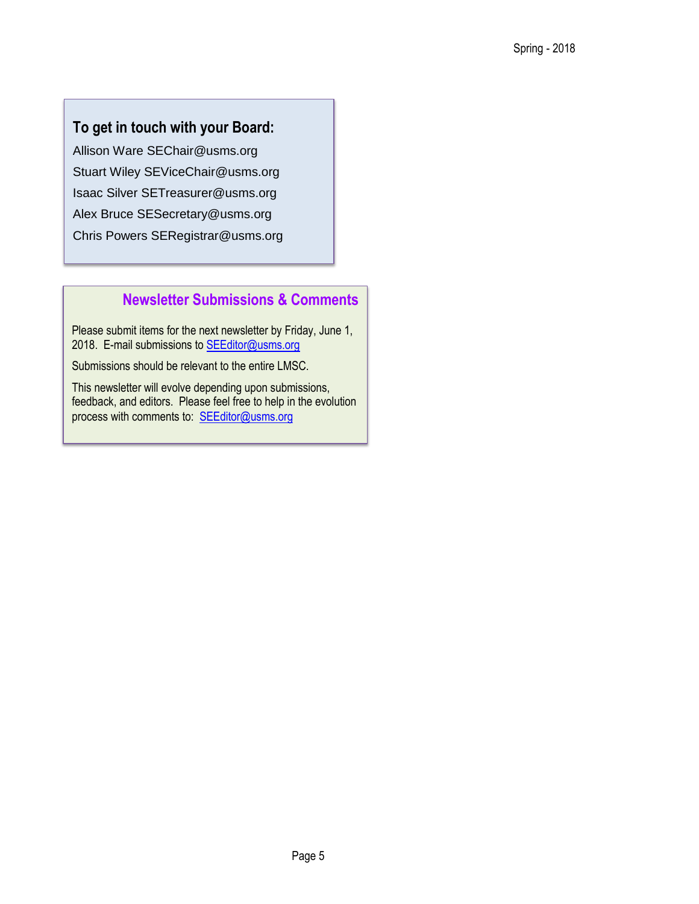## To get in touch with your Board:

Allison Ware SEChair@usms.org

Stuart Wiley SEViceChair@usms.org

Isaac Silver SETreasurer@usms.org

Alex Bruce SESecretary@usms.org

Chris Powers SERegistrar@usms.org

## Newsletter Submissions & Comments

Please submit items for the next newsletter by Friday, June 1, 2018. E-mail submissions to SEEditor@usms.org

Submissions should be relevant to the entire LMSC.

This newsletter will evolve depending upon submissions, feedback, and editors. Please feel free to help in the evolution process with comments to: SEEditor@usms.org